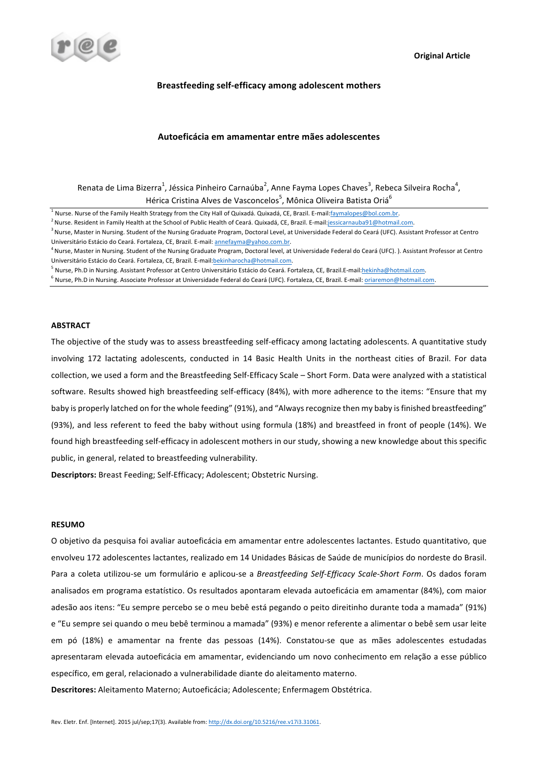Original Article

# Breastfeeding self-efficacy among adolescent mothers

# Autoeficácia em amamentar entre mães adolescentes

Renata de Lima Bizerra[1], Jéssica Pinheiro Carnaúba[2], Anne Fayma Lopes Chaves[3], Rebeca Silveira Rocha[4], Hérica Cristina Alves de Vasconcelos[5], Mônica Oliveira Batista Oriá[6]

[1] Nurse. Nurse of the Family Health Strategy from the City Hall of Quixadá. Quixadá, CE, Brazil. E-mail:faymalopes@bol.com.br.
[2] Nurse. Resident in Family Health at the School of Public Health of Ceará. Quixadá, CE, Brazil. E-mail:jessicarnauba91@hotmail.com.
[3] Nurse, Master in Nursing. Student of the Nursing Graduate Program, Doctoral Level, at Universidade Federal do Ceará (UFC). Assistant Professor at Centro Universitário Estácio do Ceará. Fortaleza, CE, Brazil. E-mail: annefayma@yahoo.com.br.
[4] Nurse, Master in Nursing. Student of the Nursing Graduate Program, Doctoral level, at Universidade Federal do Ceará (UFC). ). Assistant Professor at Centro Universitário Estácio do Ceará. Fortaleza, CE, Brazil. E-mail:bekinharocha@hotmail.com.
[5] Nurse, Ph.D in Nursing. Assistant Professor at Centro Universitário Estácio do Ceará. Fortaleza, CE, Brazil.E-mail:hekinha@hotmail.com.
[6] Nurse, Ph.D in Nursing. Associate Professor at Universidade Federal do Ceará (UFC). Fortaleza, CE, Brazil. E-mail: oriaremon@hotmail.com.

## ABSTRACT

The objective of the study was to assess breastfeeding self-efficacy among lactating adolescents. A quantitative study involving 172 lactating adolescents, conducted in 14 Basic Health Units in the northeast cities of Brazil. For data collection, we used a form and the Breastfeeding Self-Efficacy Scale – Short Form. Data were analyzed with a statistical software. Results showed high breastfeeding self-efficacy (84%), with more adherence to the items: "Ensure that my baby is properly latched on for the whole feeding" (91%), and "Always recognize then my baby is finished breastfeeding" (93%), and less referent to feed the baby without using formula (18%) and breastfeed in front of people (14%). We found high breastfeeding self-efficacy in adolescent mothers in our study, showing a new knowledge about this specific public, in general, related to breastfeeding vulnerability.

**Descriptors:** Breast Feeding; Self-Efficacy; Adolescent; Obstetric Nursing.

## RESUMO

O objetivo da pesquisa foi avaliar autoeficácia em amamentar entre adolescentes lactantes. Estudo quantitativo, que envolveu 172 adolescentes lactantes, realizado em 14 Unidades Básicas de Saúde de municípios do nordeste do Brasil. Para a coleta utilizou-se um formulário e aplicou-se a *Breastfeeding Self-Efficacy Scale-Short Form*. Os dados foram analisados em programa estatístico. Os resultados apontaram elevada autoeficácia em amamentar (84%), com maior adesão aos itens: "Eu sempre percebo se o meu bebê está pegando o peito direitinho durante toda a mamada" (91%) e "Eu sempre sei quando o meu bebê terminou a mamada" (93%) e menor referente a alimentar o bebê sem usar leite em pó (18%) e amamentar na frente das pessoas (14%). Constatou-se que as mães adolescentes estudadas apresentaram elevada autoeficácia em amamentar, evidenciando um novo conhecimento em relação a esse público específico, em geral, relacionado a vulnerabilidade diante do aleitamento materno.

**Descritores:** Aleitamento Materno; Autoeficácia; Adolescente; Enfermagem Obstétrica.

Rev. Eletr. Enf. [Internet]. 2015 jul/sep;17(3). Available from: http://dx.doi.org/10.5216/ree.v17i3.31061.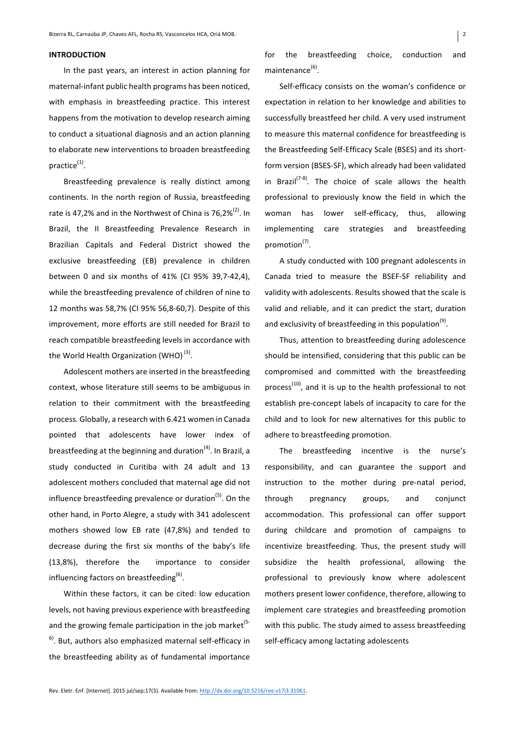## INTRODUCTION

In the past years, an interest in action planning for maternal-infant public health programs has been noticed, with emphasis in breastfeeding practice. This interest happens from the motivation to develop research aiming to conduct a situational diagnosis and an action planning to elaborate new interventions to broaden breastfeeding practice[1].

Breastfeeding prevalence is really distinct among continents. In the north region of Russia, breastfeeding rate is 47,2% and in the Northwest of China is 76,2%[2]. In Brazil, the II Breastfeeding Prevalence Research in Brazilian Capitals and Federal District showed the exclusive breastfeeding (EB) prevalence in children between 0 and six months of 41% (CI 95% 39,7-42,4), while the breastfeeding prevalence of children of nine to 12 months was 58,7% (CI 95% 56,8-60,7). Despite of this improvement, more efforts are still needed for Brazil to reach compatible breastfeeding levels in accordance with the World Health Organization (WHO) [3].

Adolescent mothers are inserted in the breastfeeding context, whose literature still seems to be ambiguous in relation to their commitment with the breastfeeding process. Globally, a research with 6.421 women in Canada pointed that adolescents have lower index of breastfeeding at the beginning and duration[4]. In Brazil, a study conducted in Curitiba with 24 adult and 13 adolescent mothers concluded that maternal age did not influence breastfeeding prevalence or duration[5]. On the other hand, in Porto Alegre, a study with 341 adolescent mothers showed low EB rate (47,8%) and tended to decrease during the first six months of the baby's life (13,8%), therefore the importance to consider influencing factors on breastfeeding[6].

Within these factors, it can be cited: low education levels, not having previous experience with breastfeeding and the growing female participation in the job market[5-6]. But, authors also emphasized maternal self-efficacy in the breastfeeding ability as of fundamental importance for the breastfeeding choice, conduction and maintenance[6].

Self-efficacy consists on the woman's confidence or expectation in relation to her knowledge and abilities to successfully breastfeed her child. A very used instrument to measure this maternal confidence for breastfeeding is the Breastfeeding Self-Efficacy Scale (BSES) and its short-form version (BSES-SF), which already had been validated in Brazil[7-8]. The choice of scale allows the health professional to previously know the field in which the woman has lower self-efficacy, thus, allowing implementing care strategies and breastfeeding promotion[7].

A study conducted with 100 pregnant adolescents in Canada tried to measure the BSEF-SF reliability and validity with adolescents. Results showed that the scale is valid and reliable, and it can predict the start, duration and exclusivity of breastfeeding in this population[9].

Thus, attention to breastfeeding during adolescence should be intensified, considering that this public can be compromised and committed with the breastfeeding process[10], and it is up to the health professional to not establish pre-concept labels of incapacity to care for the child and to look for new alternatives for this public to adhere to breastfeeding promotion.

The breastfeeding incentive is the nurse's responsibility, and can guarantee the support and instruction to the mother during pre-natal period, through pregnancy groups, and conjunct accommodation. This professional can offer support during childcare and promotion of campaigns to incentivize breastfeeding. Thus, the present study will subsidize the health professional, allowing the professional to previously know where adolescent mothers present lower confidence, therefore, allowing to implement care strategies and breastfeeding promotion with this public. The study aimed to assess breastfeeding self-efficacy among lactating adolescents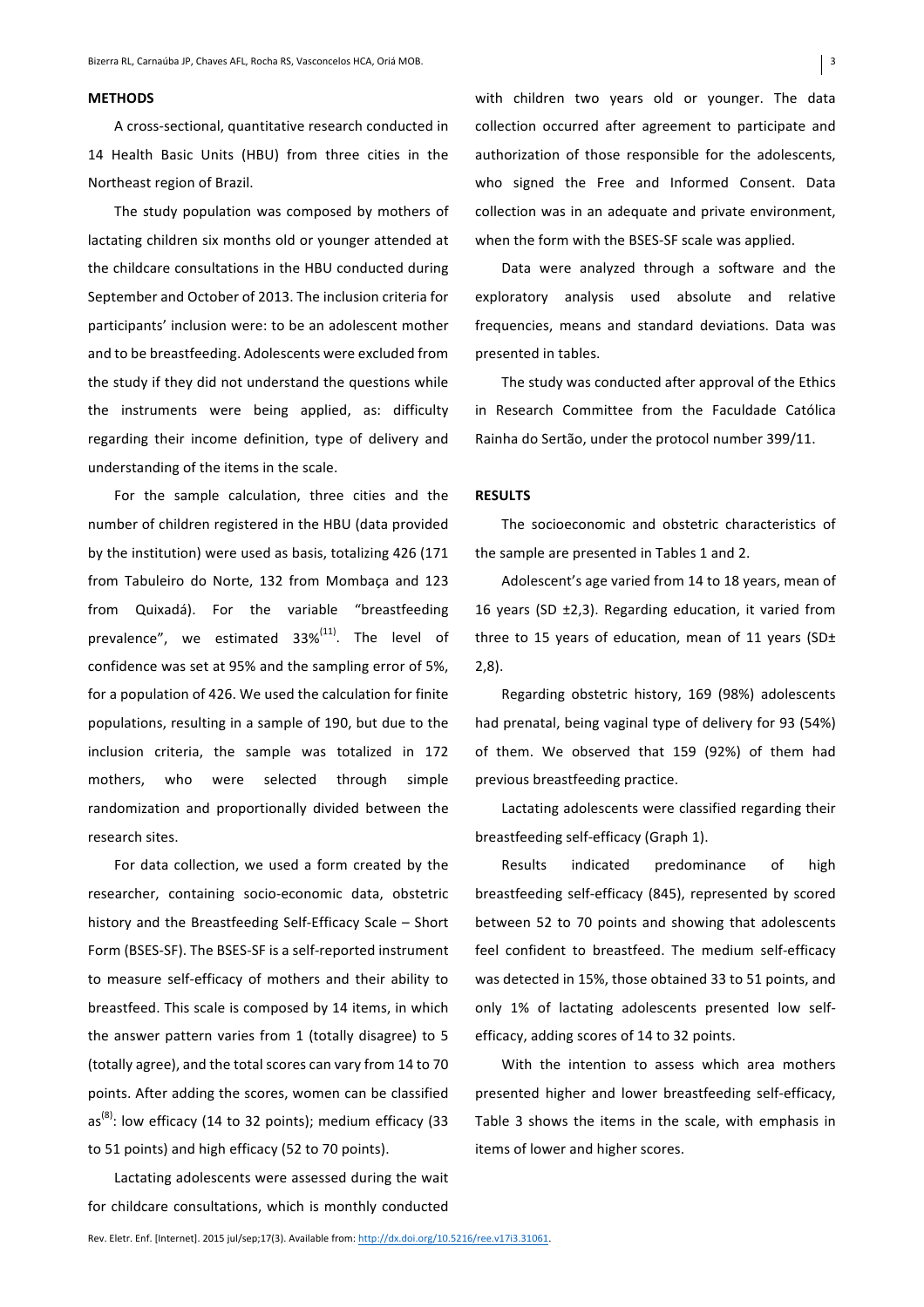## METHODS

A cross-sectional, quantitative research conducted in 14 Health Basic Units (HBU) from three cities in the Northeast region of Brazil.

The study population was composed by mothers of lactating children six months old or younger attended at the childcare consultations in the HBU conducted during September and October of 2013. The inclusion criteria for participants' inclusion were: to be an adolescent mother and to be breastfeeding. Adolescents were excluded from the study if they did not understand the questions while the instruments were being applied, as: difficulty regarding their income definition, type of delivery and understanding of the items in the scale.

For the sample calculation, three cities and the number of children registered in the HBU (data provided by the institution) were used as basis, totalizing 426 (171 from Tabuleiro do Norte, 132 from Mombaça and 123 from Quixadá). For the variable "breastfeeding prevalence", we estimated 33%[11]. The level of confidence was set at 95% and the sampling error of 5%, for a population of 426. We used the calculation for finite populations, resulting in a sample of 190, but due to the inclusion criteria, the sample was totalized in 172 mothers, who were selected through simple randomization and proportionally divided between the research sites.

For data collection, we used a form created by the researcher, containing socio-economic data, obstetric history and the Breastfeeding Self-Efficacy Scale – Short Form (BSES-SF). The BSES-SF is a self-reported instrument to measure self-efficacy of mothers and their ability to breastfeed. This scale is composed by 14 items, in which the answer pattern varies from 1 (totally disagree) to 5 (totally agree), and the total scores can vary from 14 to 70 points. After adding the scores, women can be classified as[8]: low efficacy (14 to 32 points); medium efficacy (33 to 51 points) and high efficacy (52 to 70 points).

Lactating adolescents were assessed during the wait for childcare consultations, which is monthly conducted with children two years old or younger. The data collection occurred after agreement to participate and authorization of those responsible for the adolescents, who signed the Free and Informed Consent. Data collection was in an adequate and private environment, when the form with the BSES-SF scale was applied.

Data were analyzed through a software and the exploratory analysis used absolute and relative frequencies, means and standard deviations. Data was presented in tables.

The study was conducted after approval of the Ethics in Research Committee from the Faculdade Católica Rainha do Sertão, under the protocol number 399/11.

## RESULTS

The socioeconomic and obstetric characteristics of the sample are presented in Tables 1 and 2.

Adolescent's age varied from 14 to 18 years, mean of 16 years (SD ±2,3). Regarding education, it varied from three to 15 years of education, mean of 11 years (SD± 2,8).

Regarding obstetric history, 169 (98%) adolescents had prenatal, being vaginal type of delivery for 93 (54%) of them. We observed that 159 (92%) of them had previous breastfeeding practice.

Lactating adolescents were classified regarding their breastfeeding self-efficacy (Graph 1).

Results indicated predominance of high breastfeeding self-efficacy (845), represented by scored between 52 to 70 points and showing that adolescents feel confident to breastfeed. The medium self-efficacy was detected in 15%, those obtained 33 to 51 points, and only 1% of lactating adolescents presented low self-efficacy, adding scores of 14 to 32 points.

With the intention to assess which area mothers presented higher and lower breastfeeding self-efficacy, Table 3 shows the items in the scale, with emphasis in items of lower and higher scores.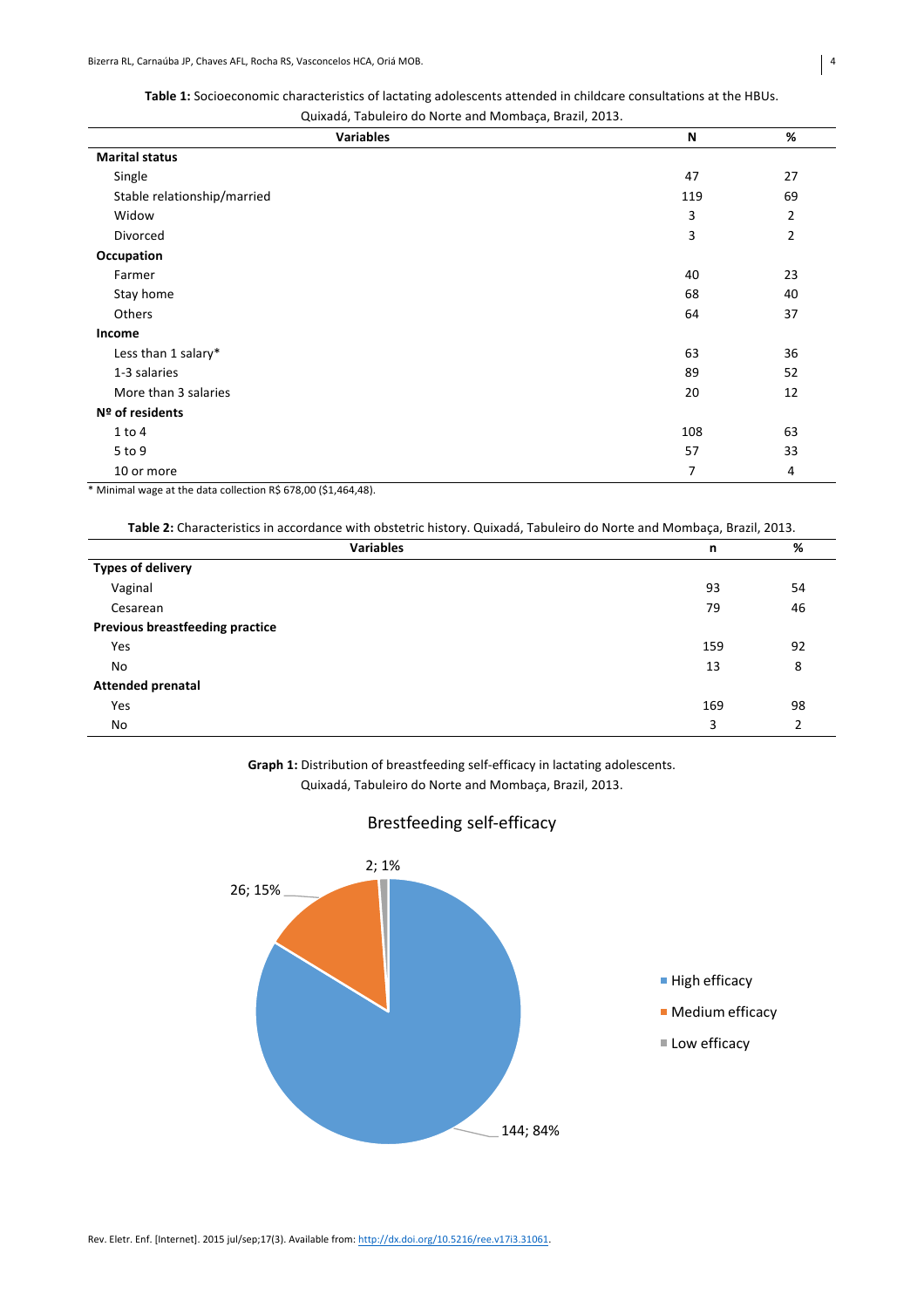**Table 1:** Socioeconomic characteristics of lactating adolescents attended in childcare consultations at the HBUs. Quixadá, Tabuleiro do Norte and Mombaça, Brazil, 2013.

| Variables | N | % |
|---|---|---|
| **Marital status** | | |
| Single | 47 | 27 |
| Stable relationship/married | 119 | 69 |
| Widow | 3 | 2 |
| Divorced | 3 | 2 |
| **Occupation** | | |
| Farmer | 40 | 23 |
| Stay home | 68 | 40 |
| Others | 64 | 37 |
| **Income** | | |
| Less than 1 salary* | 63 | 36 |
| 1-3 salaries | 89 | 52 |
| More than 3 salaries | 20 | 12 |
| **Nº of residents** | | |
| 1 to 4 | 108 | 63 |
| 5 to 9 | 57 | 33 |
| 10 or more | 7 | 4 |

* Minimal wage at the data collection R$ 678,00 ($1,464,48).

**Table 2:** Characteristics in accordance with obstetric history. Quixadá, Tabuleiro do Norte and Mombaça, Brazil, 2013.

| Variables | n | % |
|---|---|---|
| **Types of delivery** | | |
| Vaginal | 93 | 54 |
| Cesarean | 79 | 46 |
| **Previous breastfeeding practice** | | |
| Yes | 159 | 92 |
| No | 13 | 8 |
| **Attended prenatal** | | |
| Yes | 169 | 98 |
| No | 3 | 2 |

**Graph 1:** Distribution of breastfeeding self-efficacy in lactating adolescents. Quixadá, Tabuleiro do Norte and Mombaça, Brazil, 2013.

Brestfeeding self-efficacy

- High efficacy: 144; 84%
- Medium efficacy: 26; 15%
- Low efficacy: 2; 1%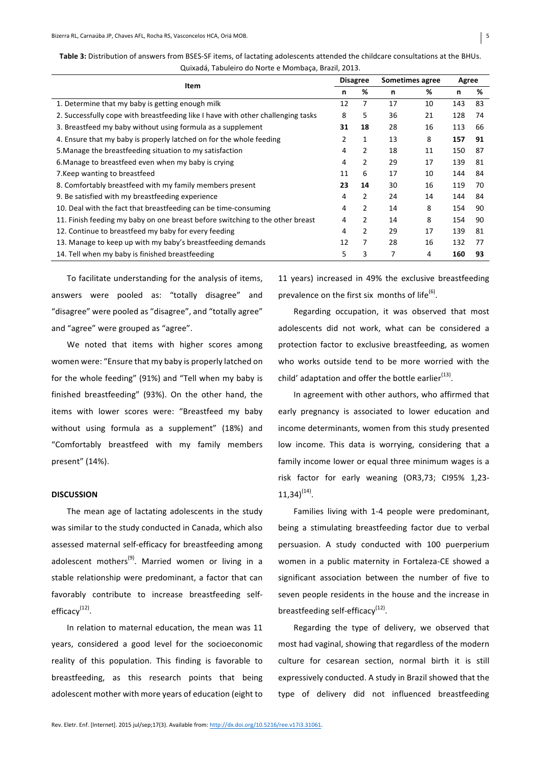**Table 3:** Distribution of answers from BSES-SF items, of lactating adolescents attended the childcare consultations at the BHUs. Quixadá, Tabuleiro do Norte e Mombaça, Brazil, 2013.

| Item | Disagree | | Sometimes agree | | Agree | |
|---|---|---|---|---|---|---|
| | n | % | n | % | n | % |
| 1. Determine that my baby is getting enough milk | 12 | 7 | 17 | 10 | 143 | 83 |
| 2. Successfully cope with breastfeeding like I have with other challenging tasks | 8 | 5 | 36 | 21 | 128 | 74 |
| 3. Breastfeed my baby without using formula as a supplement | **31** | **18** | 28 | 16 | 113 | 66 |
| 4. Ensure that my baby is properly latched on for the whole feeding | 2 | 1 | 13 | 8 | **157** | **91** |
| 5.Manage the breastfeeding situation to my satisfaction | 4 | 2 | 18 | 11 | 150 | 87 |
| 6.Manage to breastfeed even when my baby is crying | 4 | 2 | 29 | 17 | 139 | 81 |
| 7.Keep wanting to breastfeed | 11 | 6 | 17 | 10 | 144 | 84 |
| 8. Comfortably breastfeed with my family members present | **23** | **14** | 30 | 16 | 119 | 70 |
| 9. Be satisfied with my breastfeeding experience | 4 | 2 | 24 | 14 | 144 | 84 |
| 10. Deal with the fact that breastfeeding can be time-consuming | 4 | 2 | 14 | 8 | 154 | 90 |
| 11. Finish feeding my baby on one breast before switching to the other breast | 4 | 2 | 14 | 8 | 154 | 90 |
| 12. Continue to breastfeed my baby for every feeding | 4 | 2 | 29 | 17 | 139 | 81 |
| 13. Manage to keep up with my baby's breastfeeding demands | 12 | 7 | 28 | 16 | 132 | 77 |
| 14. Tell when my baby is finished breastfeeding | 5 | 3 | 7 | 4 | **160** | **93** |

To facilitate understanding for the analysis of items, answers were pooled as: "totally disagree" and "disagree" were pooled as "disagree", and "totally agree" and "agree" were grouped as "agree".

We noted that items with higher scores among women were: "Ensure that my baby is properly latched on for the whole feeding" (91%) and "Tell when my baby is finished breastfeeding" (93%). On the other hand, the items with lower scores were: "Breastfeed my baby without using formula as a supplement" (18%) and "Comfortably breastfeed with my family members present" (14%).

## DISCUSSION

The mean age of lactating adolescents in the study was similar to the study conducted in Canada, which also assessed maternal self-efficacy for breastfeeding among adolescent mothers[9]. Married women or living in a stable relationship were predominant, a factor that can favorably contribute to increase breastfeeding self-efficacy[12].

In relation to maternal education, the mean was 11 years, considered a good level for the socioeconomic reality of this population. This finding is favorable to breastfeeding, as this research points that being adolescent mother with more years of education (eight to 11 years) increased in 49% the exclusive breastfeeding prevalence on the first six months of life[6].

Regarding occupation, it was observed that most adolescents did not work, what can be considered a protection factor to exclusive breastfeeding, as women who works outside tend to be more worried with the child' adaptation and offer the bottle earlier[13].

In agreement with other authors, who affirmed that early pregnancy is associated to lower education and income determinants, women from this study presented low income. This data is worrying, considering that a family income lower or equal three minimum wages is a risk factor for early weaning (OR3,73; CI95% 1,23-11,34)[14].

Families living with 1-4 people were predominant, being a stimulating breastfeeding factor due to verbal persuasion. A study conducted with 100 puerperium women in a public maternity in Fortaleza-CE showed a significant association between the number of five to seven people residents in the house and the increase in breastfeeding self-efficacy[12].

Regarding the type of delivery, we observed that most had vaginal, showing that regardless of the modern culture for cesarean section, normal birth it is still expressively conducted. A study in Brazil showed that the type of delivery did not influenced breastfeeding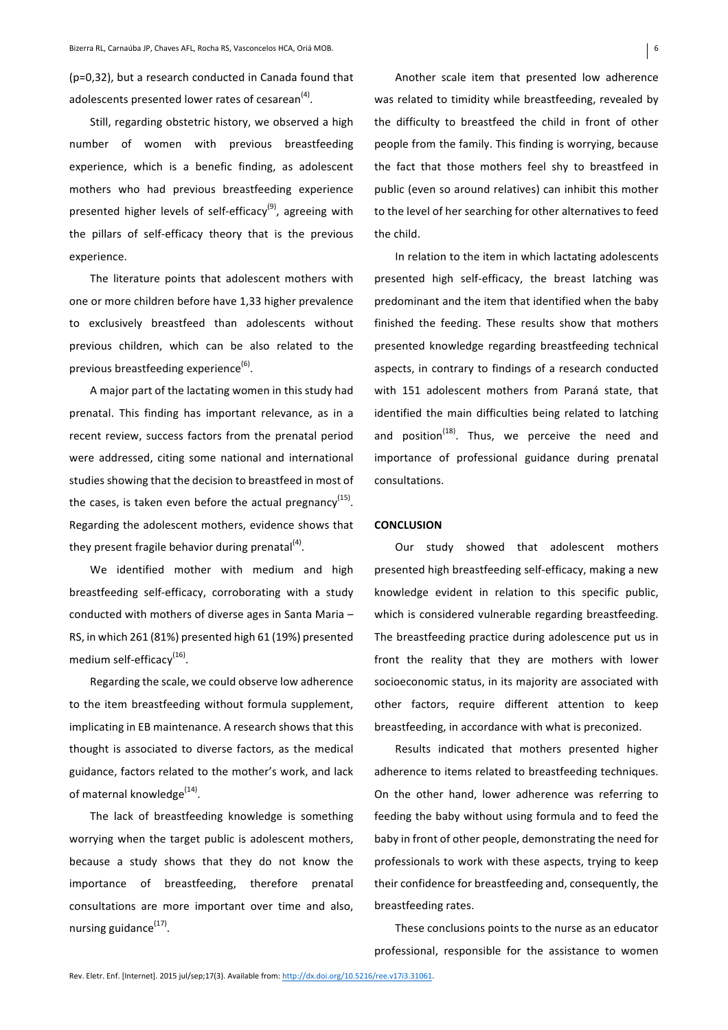(p=0,32), but a research conducted in Canada found that adolescents presented lower rates of cesarean[4].

Still, regarding obstetric history, we observed a high number of women with previous breastfeeding experience, which is a benefic finding, as adolescent mothers who had previous breastfeeding experience presented higher levels of self-efficacy[9], agreeing with the pillars of self-efficacy theory that is the previous experience.

The literature points that adolescent mothers with one or more children before have 1,33 higher prevalence to exclusively breastfeed than adolescents without previous children, which can be also related to the previous breastfeeding experience[6].

A major part of the lactating women in this study had prenatal. This finding has important relevance, as in a recent review, success factors from the prenatal period were addressed, citing some national and international studies showing that the decision to breastfeed in most of the cases, is taken even before the actual pregnancy[15]. Regarding the adolescent mothers, evidence shows that they present fragile behavior during prenatal[4].

We identified mother with medium and high breastfeeding self-efficacy, corroborating with a study conducted with mothers of diverse ages in Santa Maria – RS, in which 261 (81%) presented high 61 (19%) presented medium self-efficacy[16].

Regarding the scale, we could observe low adherence to the item breastfeeding without formula supplement, implicating in EB maintenance. A research shows that this thought is associated to diverse factors, as the medical guidance, factors related to the mother's work, and lack of maternal knowledge[14].

The lack of breastfeeding knowledge is something worrying when the target public is adolescent mothers, because a study shows that they do not know the importance of breastfeeding, therefore prenatal consultations are more important over time and also, nursing guidance[17].

Another scale item that presented low adherence was related to timidity while breastfeeding, revealed by the difficulty to breastfeed the child in front of other people from the family. This finding is worrying, because the fact that those mothers feel shy to breastfeed in public (even so around relatives) can inhibit this mother to the level of her searching for other alternatives to feed the child.

In relation to the item in which lactating adolescents presented high self-efficacy, the breast latching was predominant and the item that identified when the baby finished the feeding. These results show that mothers presented knowledge regarding breastfeeding technical aspects, in contrary to findings of a research conducted with 151 adolescent mothers from Paraná state, that identified the main difficulties being related to latching and position[18]. Thus, we perceive the need and importance of professional guidance during prenatal consultations.

## CONCLUSION

Our study showed that adolescent mothers presented high breastfeeding self-efficacy, making a new knowledge evident in relation to this specific public, which is considered vulnerable regarding breastfeeding. The breastfeeding practice during adolescence put us in front the reality that they are mothers with lower socioeconomic status, in its majority are associated with other factors, require different attention to keep breastfeeding, in accordance with what is preconized.

Results indicated that mothers presented higher adherence to items related to breastfeeding techniques. On the other hand, lower adherence was referring to feeding the baby without using formula and to feed the baby in front of other people, demonstrating the need for professionals to work with these aspects, trying to keep their confidence for breastfeeding and, consequently, the breastfeeding rates.

These conclusions points to the nurse as an educator professional, responsible for the assistance to women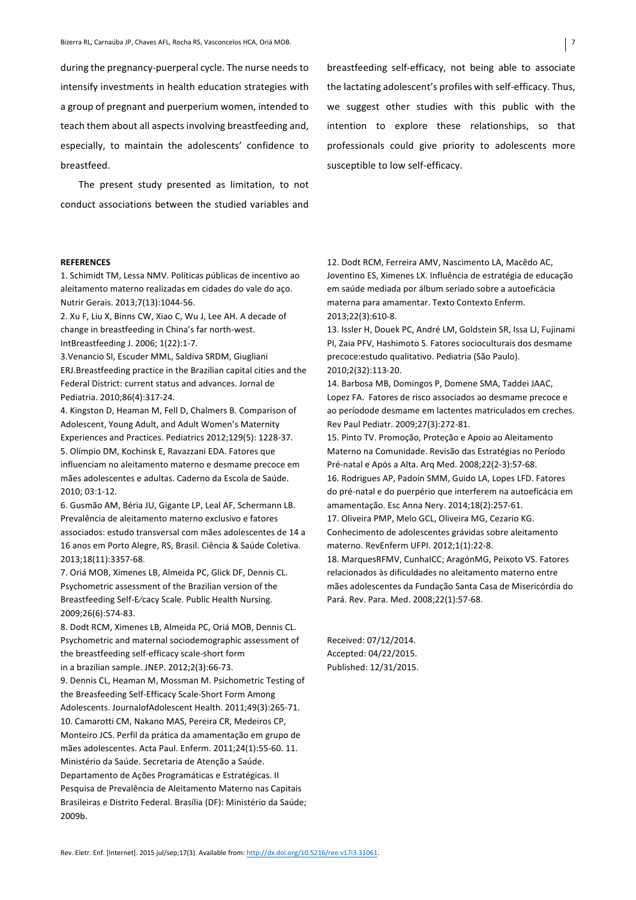during the pregnancy-puerperal cycle. The nurse needs to intensify investments in health education strategies with a group of pregnant and puerperium women, intended to teach them about all aspects involving breastfeeding and, especially, to maintain the adolescents' confidence to breastfeed.

The present study presented as limitation, to not conduct associations between the studied variables and breastfeeding self-efficacy, not being able to associate the lactating adolescent's profiles with self-efficacy. Thus, we suggest other studies with this public with the intention to explore these relationships, so that professionals could give priority to adolescents more susceptible to low self-efficacy.

**REFERENCES**

1. Schimidt TM, Lessa NMV. Políticas públicas de incentivo ao aleitamento materno realizadas em cidades do vale do aço. Nutrir Gerais. 2013;7(13):1044-56.
2. Xu F, Liu X, Binns CW, Xiao C, Wu J, Lee AH. A decade of change in breastfeeding in China's far north-west. IntBreastfeeding J. 2006; 1(22):1-7.
3.Venancio SI, Escuder MML, Saldiva SRDM, Giugliani ERJ.Breastfeeding practice in the Brazilian capital cities and the Federal District: current status and advances. Jornal de Pediatria. 2010;86(4):317-24.
4. Kingston D, Heaman M, Fell D, Chalmers B. Comparison of Adolescent, Young Adult, and Adult Women's Maternity Experiences and Practices. Pediatrics 2012;129(5): 1228-37.
5. Olímpio DM, Kochinsk E, Ravazzani EDA. Fatores que influenciam no aleitamento materno e desmame precoce em mães adolescentes e adultas. Caderno da Escola de Saúde. 2010; 03:1-12.
6. Gusmão AM, Béria JU, Gigante LP, Leal AF, Schermann LB. Prevalência de aleitamento materno exclusivo e fatores associados: estudo transversal com mães adolescentes de 14 a 16 anos em Porto Alegre, RS, Brasil. Ciência & Saúde Coletiva. 2013;18(11):3357-68.
7. Oriá MOB, Ximenes LB, Almeida PC, Glick DF, Dennis CL. Psychometric assessment of the Brazilian version of the Breastfeeding Self-E⁄cacy Scale. Public Health Nursing. 2009;26(6):574-83.
8. Dodt RCM, Ximenes LB, Almeida PC, Oriá MOB, Dennis CL. Psychometric and maternal sociodemographic assessment of the breastfeeding self-efficacy scale-short form in a brazilian sample. JNEP. 2012;2(3):66-73.
9. Dennis CL, Heaman M, Mossman M. Psichometric Testing of the Breasfeeding Self-Efficacy Scale-Short Form Among Adolescents. JournalofAdolescent Health. 2011;49(3):265-71.
10. Camarotti CM, Nakano MAS, Pereira CR, Medeiros CP, Monteiro JCS. Perfil da prática da amamentação em grupo de mães adolescentes. Acta Paul. Enferm. 2011;24(1):55-60. 11. Ministério da Saúde. Secretaria de Atenção a Saúde. Departamento de Ações Programáticas e Estratégicas. II Pesquisa de Prevalência de Aleitamento Materno nas Capitais Brasileiras e Distrito Federal. Brasília (DF): Ministério da Saúde; 2009b.
12. Dodt RCM, Ferreira AMV, Nascimento LA, Macêdo AC, Joventino ES, Ximenes LX. Influência de estratégia de educação em saúde mediada por álbum seriado sobre a autoeficácia materna para amamentar. Texto Contexto Enferm. 2013;22(3):610-8.
13. Issler H, Douek PC, André LM, Goldstein SR, Issa LJ, Fujinami PI, Zaia PFV, Hashimoto S. Fatores socioculturais dos desmame precoce:estudo qualitativo. Pediatria (São Paulo). 2010;2(32):113-20.
14. Barbosa MB, Domingos P, Domene SMA, Taddei JAAC, Lopez FA. Fatores de risco associados ao desmame precoce e ao períodode desmame em lactentes matriculados em creches. Rev Paul Pediatr. 2009;27(3):272-81.
15. Pinto TV. Promoção, Proteção e Apoio ao Aleitamento Materno na Comunidade. Revisão das Estratégias no Período Pré-natal e Após a Alta. Arq Med. 2008;22(2-3):57-68.
16. Rodrigues AP, Padoin SMM, Guido LA, Lopes LFD. Fatores do pré-natal e do puerpério que interferem na autoeficácia em amamentação. Esc Anna Nery. 2014;18(2):257-61.
17. Oliveira PMP, Melo GCL, Oliveira MG, Cezario KG. Conhecimento de adolescentes grávidas sobre aleitamento materno. RevEnferm UFPI. 2012;1(1):22-8.
18. MarquesRFMV, CunhaICC; AragónMG, Peixoto VS. Fatores relacionados às dificuldades no aleitamento materno entre mães adolescentes da Fundação Santa Casa de Misericórdia do Pará. Rev. Para. Med. 2008;22(1):57-68.

Received: 07/12/2014.
Accepted: 04/22/2015.
Published: 12/31/2015.